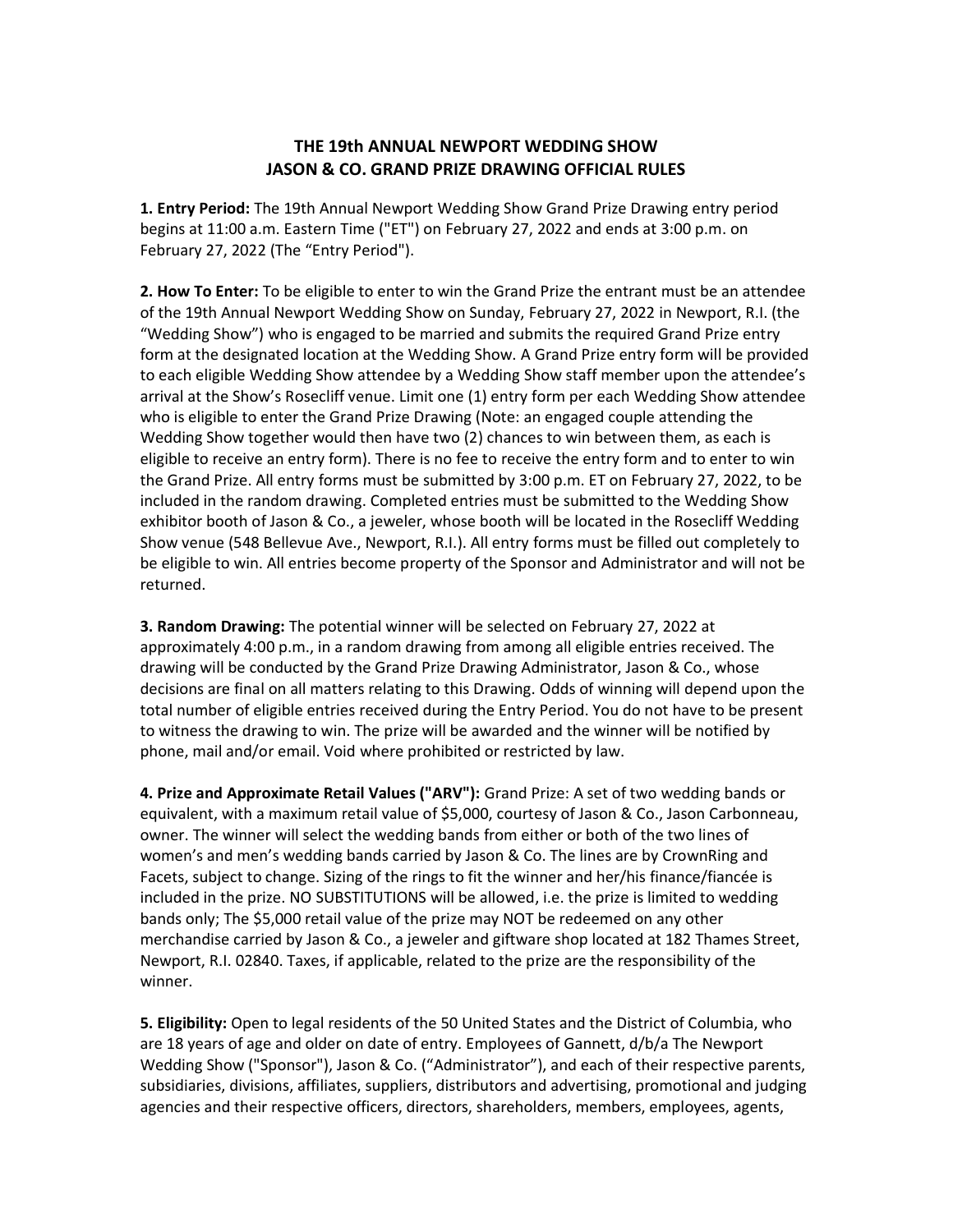# THE 19th ANNUAL NEWPORT WEDDING SHOW
# JASON & CO. GRAND PRIZE DRAWING OFFICIAL RULES

**1. Entry Period:** The 19th Annual Newport Wedding Show Grand Prize Drawing entry period begins at 11:00 a.m. Eastern Time ("ET") on February 27, 2022 and ends at 3:00 p.m. on February 27, 2022 (The "Entry Period").

**2. How To Enter:** To be eligible to enter to win the Grand Prize the entrant must be an attendee of the 19th Annual Newport Wedding Show on Sunday, February 27, 2022 in Newport, R.I. (the "Wedding Show") who is engaged to be married and submits the required Grand Prize entry form at the designated location at the Wedding Show. A Grand Prize entry form will be provided to each eligible Wedding Show attendee by a Wedding Show staff member upon the attendee's arrival at the Show's Rosecliff venue. Limit one (1) entry form per each Wedding Show attendee who is eligible to enter the Grand Prize Drawing (Note: an engaged couple attending the Wedding Show together would then have two (2) chances to win between them, as each is eligible to receive an entry form). There is no fee to receive the entry form and to enter to win the Grand Prize. All entry forms must be submitted by 3:00 p.m. ET on February 27, 2022, to be included in the random drawing. Completed entries must be submitted to the Wedding Show exhibitor booth of Jason & Co., a jeweler, whose booth will be located in the Rosecliff Wedding Show venue (548 Bellevue Ave., Newport, R.I.). All entry forms must be filled out completely to be eligible to win. All entries become property of the Sponsor and Administrator and will not be returned.

**3. Random Drawing:** The potential winner will be selected on February 27, 2022 at approximately 4:00 p.m., in a random drawing from among all eligible entries received. The drawing will be conducted by the Grand Prize Drawing Administrator, Jason & Co., whose decisions are final on all matters relating to this Drawing. Odds of winning will depend upon the total number of eligible entries received during the Entry Period. You do not have to be present to witness the drawing to win. The prize will be awarded and the winner will be notified by phone, mail and/or email. Void where prohibited or restricted by law.

**4. Prize and Approximate Retail Values ("ARV"):** Grand Prize: A set of two wedding bands or equivalent, with a maximum retail value of $5,000, courtesy of Jason & Co., Jason Carbonneau, owner. The winner will select the wedding bands from either or both of the two lines of women's and men's wedding bands carried by Jason & Co. The lines are by CrownRing and Facets, subject to change. Sizing of the rings to fit the winner and her/his finance/fiancée is included in the prize. NO SUBSTITUTIONS will be allowed, i.e. the prize is limited to wedding bands only; The $5,000 retail value of the prize may NOT be redeemed on any other merchandise carried by Jason & Co., a jeweler and giftware shop located at 182 Thames Street, Newport, R.I. 02840. Taxes, if applicable, related to the prize are the responsibility of the winner.

**5. Eligibility:** Open to legal residents of the 50 United States and the District of Columbia, who are 18 years of age and older on date of entry. Employees of Gannett, d/b/a The Newport Wedding Show ("Sponsor"), Jason & Co. ("Administrator"), and each of their respective parents, subsidiaries, divisions, affiliates, suppliers, distributors and advertising, promotional and judging agencies and their respective officers, directors, shareholders, members, employees, agents,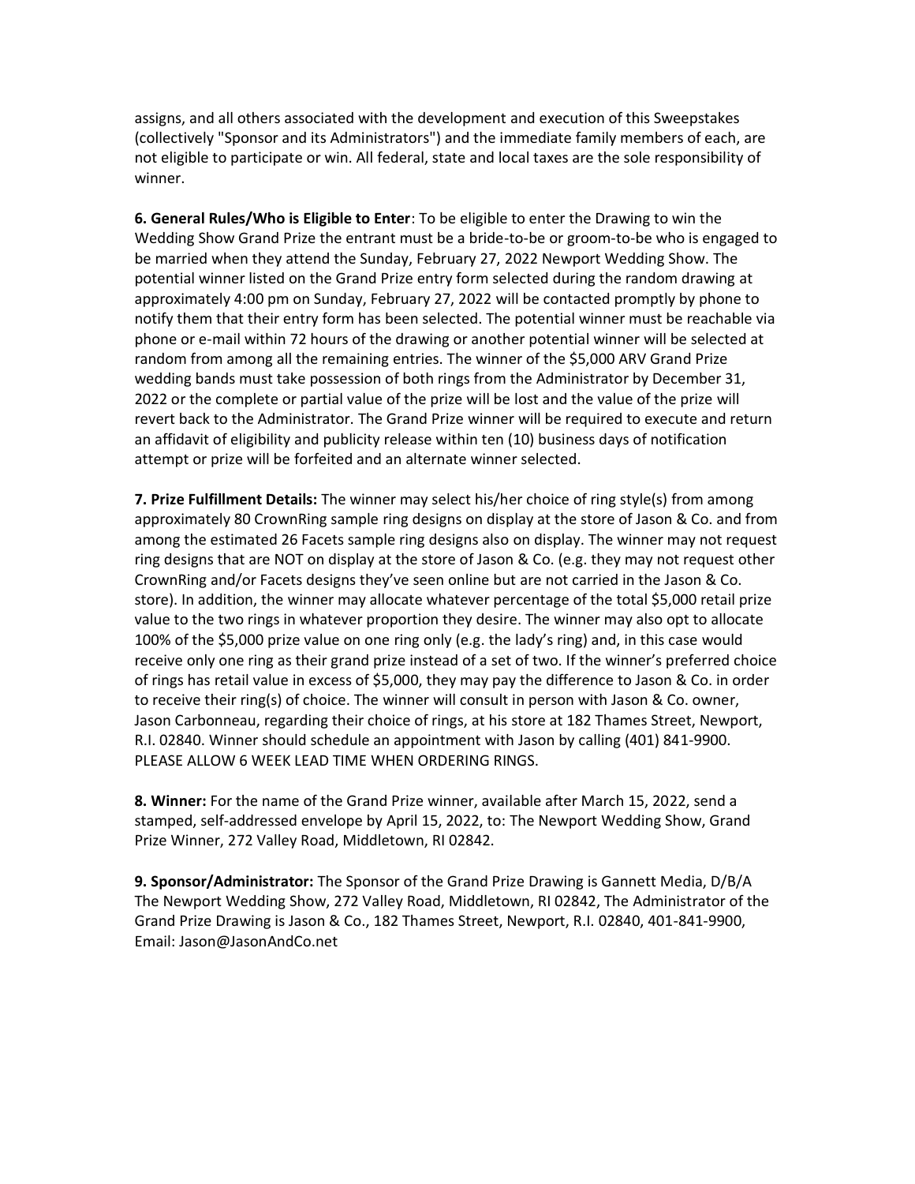assigns, and all others associated with the development and execution of this Sweepstakes (collectively "Sponsor and its Administrators") and the immediate family members of each, are not eligible to participate or win. All federal, state and local taxes are the sole responsibility of winner.

**6. General Rules/Who is Eligible to Enter**: To be eligible to enter the Drawing to win the Wedding Show Grand Prize the entrant must be a bride-to-be or groom-to-be who is engaged to be married when they attend the Sunday, February 27, 2022 Newport Wedding Show. The potential winner listed on the Grand Prize entry form selected during the random drawing at approximately 4:00 pm on Sunday, February 27, 2022 will be contacted promptly by phone to notify them that their entry form has been selected. The potential winner must be reachable via phone or e-mail within 72 hours of the drawing or another potential winner will be selected at random from among all the remaining entries. The winner of the $5,000 ARV Grand Prize wedding bands must take possession of both rings from the Administrator by December 31, 2022 or the complete or partial value of the prize will be lost and the value of the prize will revert back to the Administrator. The Grand Prize winner will be required to execute and return an affidavit of eligibility and publicity release within ten (10) business days of notification attempt or prize will be forfeited and an alternate winner selected.

**7. Prize Fulfillment Details:** The winner may select his/her choice of ring style(s) from among approximately 80 CrownRing sample ring designs on display at the store of Jason & Co. and from among the estimated 26 Facets sample ring designs also on display. The winner may not request ring designs that are NOT on display at the store of Jason & Co. (e.g. they may not request other CrownRing and/or Facets designs they've seen online but are not carried in the Jason & Co. store). In addition, the winner may allocate whatever percentage of the total $5,000 retail prize value to the two rings in whatever proportion they desire. The winner may also opt to allocate 100% of the $5,000 prize value on one ring only (e.g. the lady's ring) and, in this case would receive only one ring as their grand prize instead of a set of two. If the winner's preferred choice of rings has retail value in excess of $5,000, they may pay the difference to Jason & Co. in order to receive their ring(s) of choice. The winner will consult in person with Jason & Co. owner, Jason Carbonneau, regarding their choice of rings, at his store at 182 Thames Street, Newport, R.I. 02840. Winner should schedule an appointment with Jason by calling (401) 841-9900. PLEASE ALLOW 6 WEEK LEAD TIME WHEN ORDERING RINGS.

**8. Winner:** For the name of the Grand Prize winner, available after March 15, 2022, send a stamped, self-addressed envelope by April 15, 2022, to: The Newport Wedding Show, Grand Prize Winner, 272 Valley Road, Middletown, RI 02842.

**9. Sponsor/Administrator:** The Sponsor of the Grand Prize Drawing is Gannett Media, D/B/A The Newport Wedding Show, 272 Valley Road, Middletown, RI 02842, The Administrator of the Grand Prize Drawing is Jason & Co., 182 Thames Street, Newport, R.I. 02840, 401-841-9900, Email: Jason@JasonAndCo.net